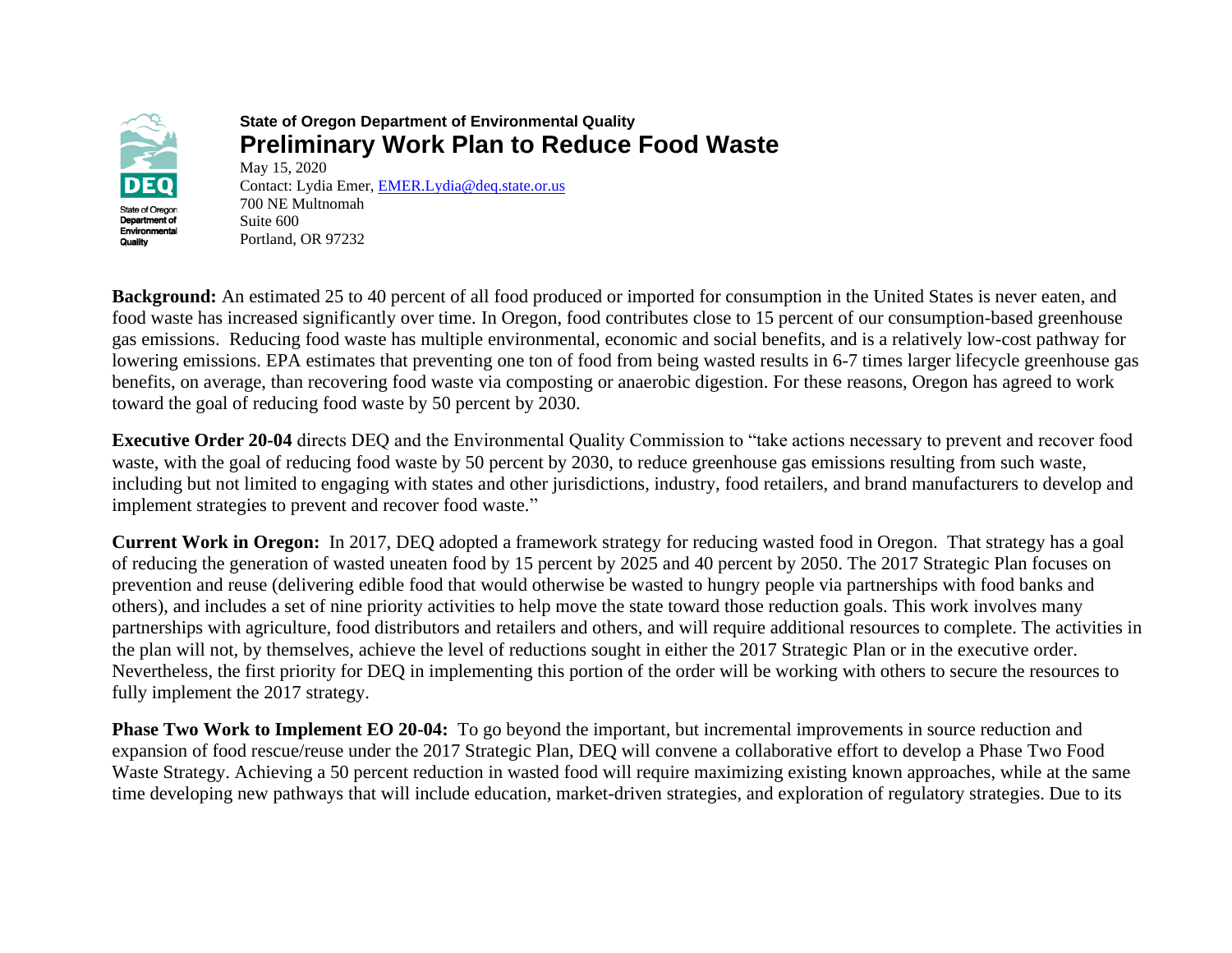State of Oregon Department of Environmental Quality

# Preliminary Work Plan to Reduce Food Waste

May 15, 2020
Contact: Lydia Emer, EMER.Lydia@deq.state.or.us
700 NE Multnomah
Suite 600
Portland, OR 97232

**Background:** An estimated 25 to 40 percent of all food produced or imported for consumption in the United States is never eaten, and food waste has increased significantly over time. In Oregon, food contributes close to 15 percent of our consumption-based greenhouse gas emissions. Reducing food waste has multiple environmental, economic and social benefits, and is a relatively low-cost pathway for lowering emissions. EPA estimates that preventing one ton of food from being wasted results in 6-7 times larger lifecycle greenhouse gas benefits, on average, than recovering food waste via composting or anaerobic digestion. For these reasons, Oregon has agreed to work toward the goal of reducing food waste by 50 percent by 2030.

**Executive Order 20-04** directs DEQ and the Environmental Quality Commission to "take actions necessary to prevent and recover food waste, with the goal of reducing food waste by 50 percent by 2030, to reduce greenhouse gas emissions resulting from such waste, including but not limited to engaging with states and other jurisdictions, industry, food retailers, and brand manufacturers to develop and implement strategies to prevent and recover food waste."

**Current Work in Oregon:** In 2017, DEQ adopted a framework strategy for reducing wasted food in Oregon. That strategy has a goal of reducing the generation of wasted uneaten food by 15 percent by 2025 and 40 percent by 2050. The 2017 Strategic Plan focuses on prevention and reuse (delivering edible food that would otherwise be wasted to hungry people via partnerships with food banks and others), and includes a set of nine priority activities to help move the state toward those reduction goals. This work involves many partnerships with agriculture, food distributors and retailers and others, and will require additional resources to complete. The activities in the plan will not, by themselves, achieve the level of reductions sought in either the 2017 Strategic Plan or in the executive order. Nevertheless, the first priority for DEQ in implementing this portion of the order will be working with others to secure the resources to fully implement the 2017 strategy.

**Phase Two Work to Implement EO 20-04:** To go beyond the important, but incremental improvements in source reduction and expansion of food rescue/reuse under the 2017 Strategic Plan, DEQ will convene a collaborative effort to develop a Phase Two Food Waste Strategy. Achieving a 50 percent reduction in wasted food will require maximizing existing known approaches, while at the same time developing new pathways that will include education, market-driven strategies, and exploration of regulatory strategies. Due to its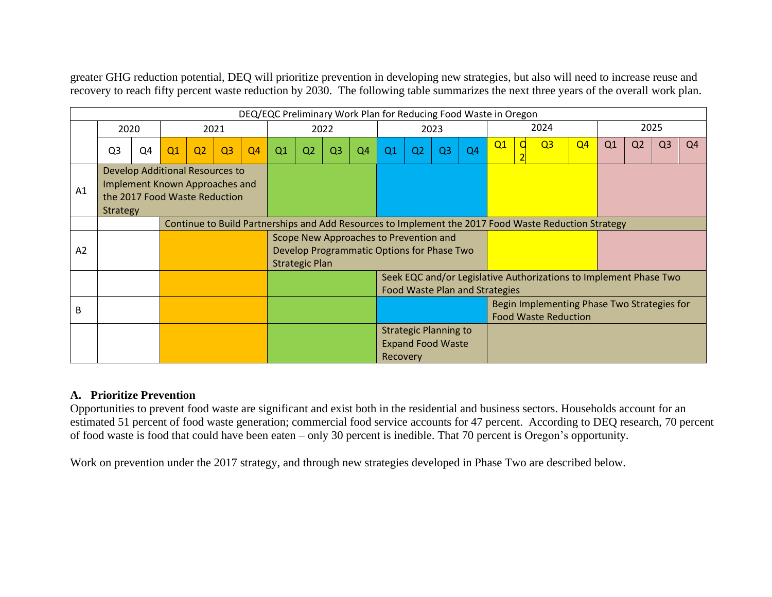greater GHG reduction potential, DEQ will prioritize prevention in developing new strategies, but also will need to increase reuse and recovery to reach fifty percent waste reduction by 2030. The following table summarizes the next three years of the overall work plan.

| DEQ/EQC Preliminary Work Plan for Reducing Food Waste in Oregon | | | | | | | | | | | | | | | | | | | | | |
|---|---|---|---|---|---|---|---|---|---|---|---|---|---|---|---|---|---|---|---|---|---|
| | 2020 | | 2021 | | | | 2022 | | | | 2023 | | | | 2024 | | | | 2025 | | | |
| | Q3 | Q4 | Q1 | Q2 | Q3 | Q4 | Q1 | Q2 | Q3 | Q4 | Q1 | Q2 | Q3 | Q4 | Q1 | Q2 | Q3 | Q4 | Q1 | Q2 | Q3 | Q4 |
| A1 | Develop Additional Resources to Implement Known Approaches and the 2017 Food Waste Reduction Strategy | | | | | | | | | | | | | | | | | | | | | |
| | | | Continue to Build Partnerships and Add Resources to Implement the 2017 Food Waste Reduction Strategy | | | | | | | | | | | | | | | | | | | |
| A2 | | | | | | | Scope New Approaches to Prevention and Develop Programmatic Options for Phase Two Strategic Plan | | | | | | | | | | | | | | | |
| | | | | | | | | | | | Seek EQC and/or Legislative Authorizations to Implement Phase Two Food Waste Plan and Strategies | | | | | | | | | | | |
| B | | | | | | | | | | | | | | | Begin Implementing Phase Two Strategies for Food Waste Reduction | | | | | | | |
| | | | | | | | | | | | Strategic Planning to Expand Food Waste Recovery | | | | | | | | | | | |

## A. Prioritize Prevention

Opportunities to prevent food waste are significant and exist both in the residential and business sectors. Households account for an estimated 51 percent of food waste generation; commercial food service accounts for 47 percent. According to DEQ research, 70 percent of food waste is food that could have been eaten – only 30 percent is inedible. That 70 percent is Oregon's opportunity.

Work on prevention under the 2017 strategy, and through new strategies developed in Phase Two are described below.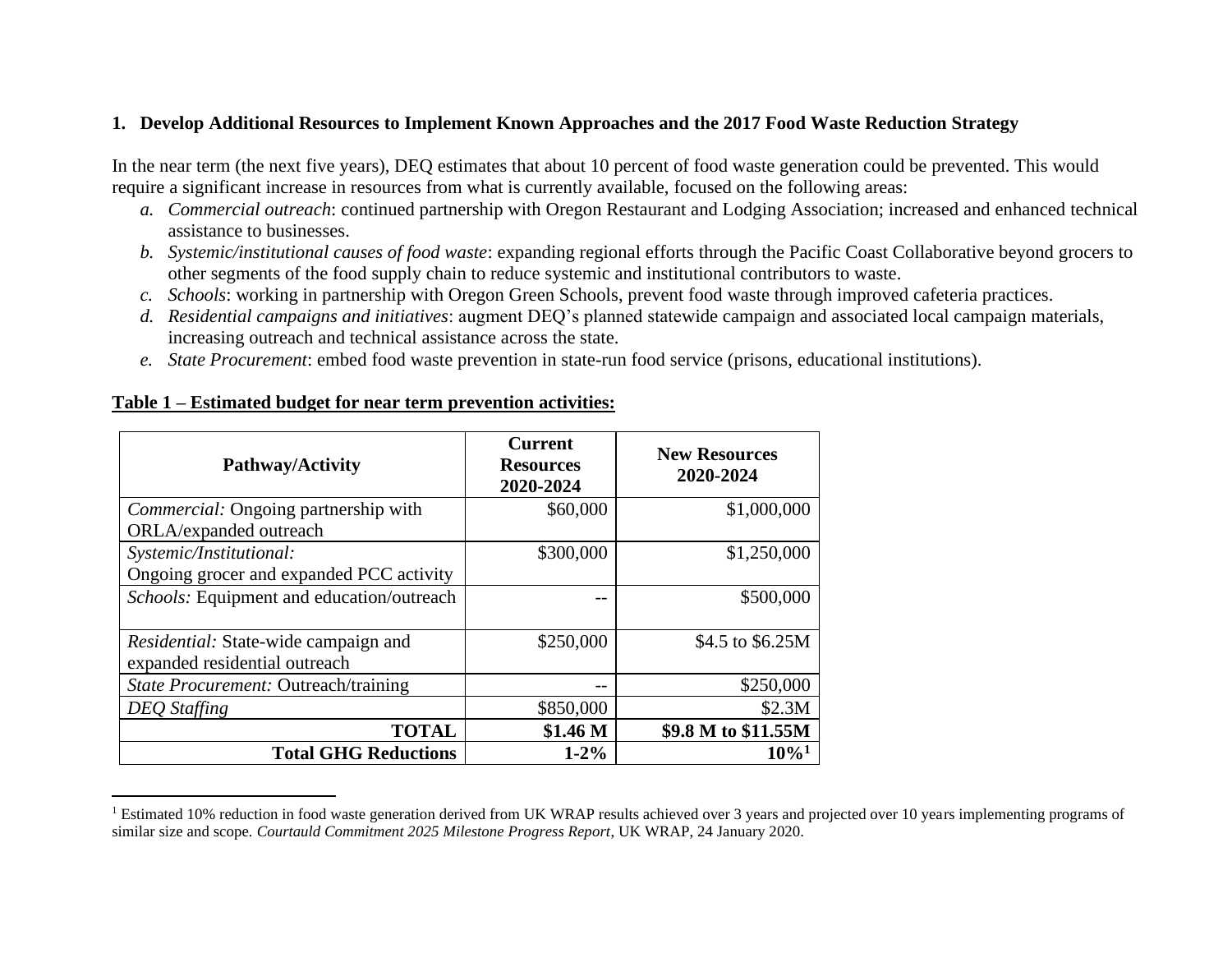## 1. Develop Additional Resources to Implement Known Approaches and the 2017 Food Waste Reduction Strategy

In the near term (the next five years), DEQ estimates that about 10 percent of food waste generation could be prevented. This would require a significant increase in resources from what is currently available, focused on the following areas:

a. *Commercial outreach*: continued partnership with Oregon Restaurant and Lodging Association; increased and enhanced technical assistance to businesses.
b. *Systemic/institutional causes of food waste*: expanding regional efforts through the Pacific Coast Collaborative beyond grocers to other segments of the food supply chain to reduce systemic and institutional contributors to waste.
c. *Schools*: working in partnership with Oregon Green Schools, prevent food waste through improved cafeteria practices.
d. *Residential campaigns and initiatives*: augment DEQ's planned statewide campaign and associated local campaign materials, increasing outreach and technical assistance across the state.
e. *State Procurement*: embed food waste prevention in state-run food service (prisons, educational institutions).

**Table 1 – Estimated budget for near term prevention activities:**

| Pathway/Activity | Current Resources 2020-2024 | New Resources 2020-2024 |
|---|---|---|
| *Commercial:* Ongoing partnership with ORLA/expanded outreach | $60,000 | $1,000,000 |
| *Systemic/Institutional:* Ongoing grocer and expanded PCC activity | $300,000 | $1,250,000 |
| *Schools:* Equipment and education/outreach | -- | $500,000 |
| *Residential:* State-wide campaign and expanded residential outreach | $250,000 | $4.5 to $6.25M |
| *State Procurement:* Outreach/training | -- | $250,000 |
| *DEQ Staffing* | $850,000 | $2.3M |
| **TOTAL** | **$1.46 M** | **$9.8 M to $11.55M** |
| **Total GHG Reductions** | **1-2%** | **10%[1]** |

[1] Estimated 10% reduction in food waste generation derived from UK WRAP results achieved over 3 years and projected over 10 years implementing programs of similar size and scope. *Courtauld Commitment 2025 Milestone Progress Report*, UK WRAP, 24 January 2020.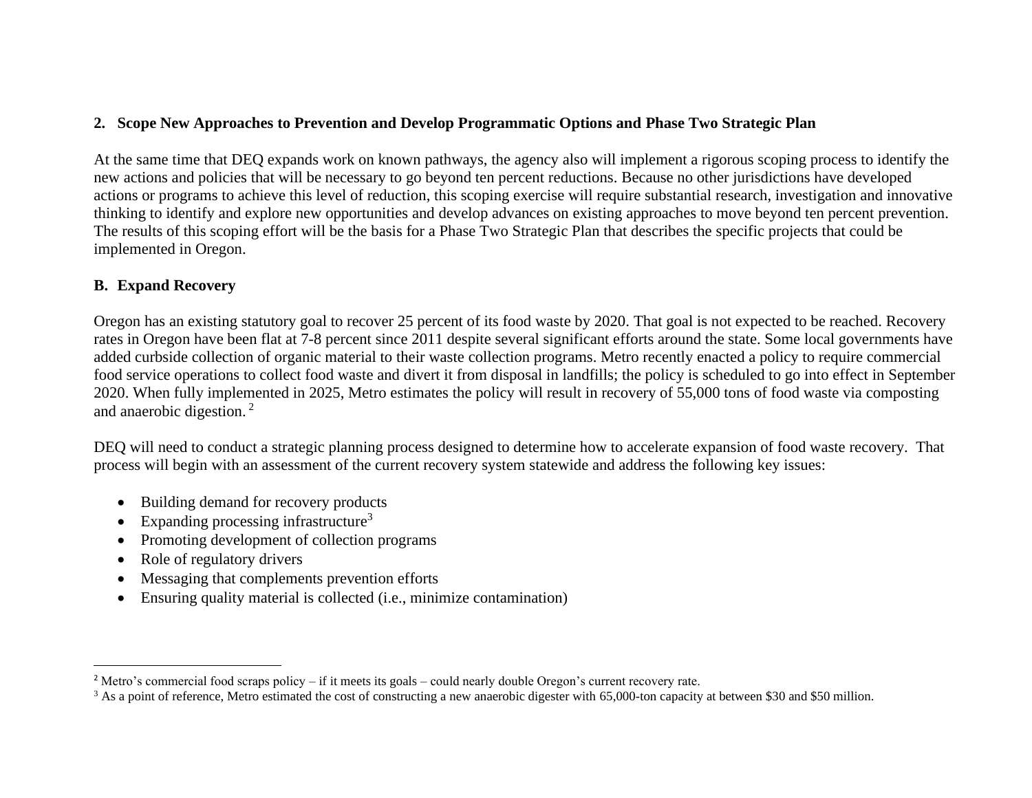**2. Scope New Approaches to Prevention and Develop Programmatic Options and Phase Two Strategic Plan**

At the same time that DEQ expands work on known pathways, the agency also will implement a rigorous scoping process to identify the new actions and policies that will be necessary to go beyond ten percent reductions. Because no other jurisdictions have developed actions or programs to achieve this level of reduction, this scoping exercise will require substantial research, investigation and innovative thinking to identify and explore new opportunities and develop advances on existing approaches to move beyond ten percent prevention. The results of this scoping effort will be the basis for a Phase Two Strategic Plan that describes the specific projects that could be implemented in Oregon.

## B. Expand Recovery

Oregon has an existing statutory goal to recover 25 percent of its food waste by 2020. That goal is not expected to be reached. Recovery rates in Oregon have been flat at 7-8 percent since 2011 despite several significant efforts around the state. Some local governments have added curbside collection of organic material to their waste collection programs. Metro recently enacted a policy to require commercial food service operations to collect food waste and divert it from disposal in landfills; the policy is scheduled to go into effect in September 2020. When fully implemented in 2025, Metro estimates the policy will result in recovery of 55,000 tons of food waste via composting and anaerobic digestion.[2]

DEQ will need to conduct a strategic planning process designed to determine how to accelerate expansion of food waste recovery. That process will begin with an assessment of the current recovery system statewide and address the following key issues:

- Building demand for recovery products
- Expanding processing infrastructure[3]
- Promoting development of collection programs
- Role of regulatory drivers
- Messaging that complements prevention efforts
- Ensuring quality material is collected (i.e., minimize contamination)

---

[2] Metro's commercial food scraps policy – if it meets its goals – could nearly double Oregon's current recovery rate.

[3] As a point of reference, Metro estimated the cost of constructing a new anaerobic digester with 65,000-ton capacity at between $30 and $50 million.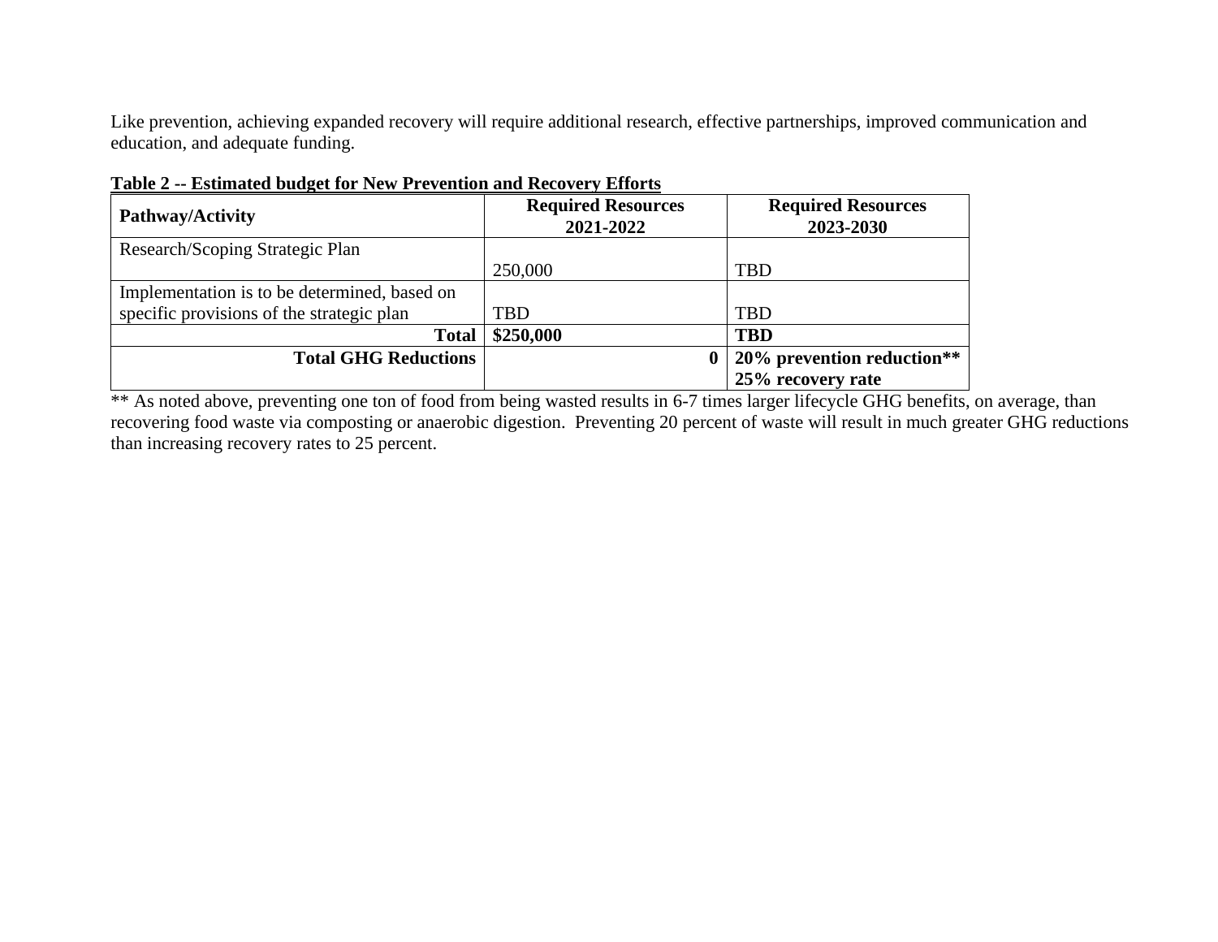Like prevention, achieving expanded recovery will require additional research, effective partnerships, improved communication and education, and adequate funding.

**Table 2 -- Estimated budget for New Prevention and Recovery Efforts**

| **Pathway/Activity** | **Required Resources 2021-2022** | **Required Resources 2023-2030** |
|---|---|---|
| Research/Scoping Strategic Plan | 250,000 | TBD |
| Implementation is to be determined, based on specific provisions of the strategic plan | TBD | TBD |
| **Total** | **$250,000** | **TBD** |
| **Total GHG Reductions** | **0** | **20% prevention reduction**** <br> **25% recovery rate** |

** As noted above, preventing one ton of food from being wasted results in 6-7 times larger lifecycle GHG benefits, on average, than recovering food waste via composting or anaerobic digestion. Preventing 20 percent of waste will result in much greater GHG reductions than increasing recovery rates to 25 percent.